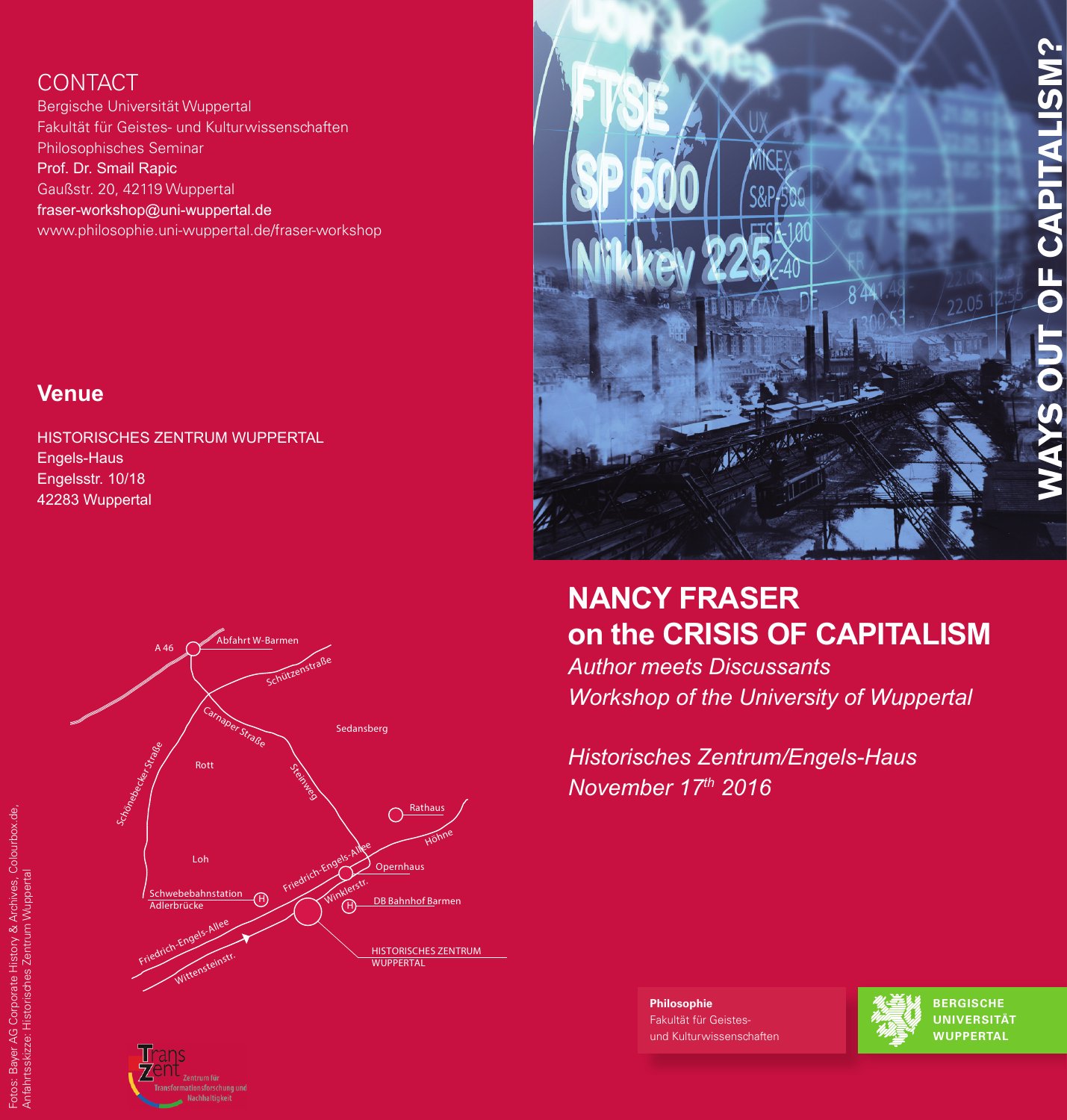## CONTACT

Bergische Universität Wuppertal
Fakultät für Geistes- und Kulturwissenschaften
Philosophisches Seminar
Prof. Dr. Smail Rapic
Gaußstr. 20, 42119 Wuppertal
fraser-workshop@uni-wuppertal.de
www.philosophie.uni-wuppertal.de/fraser-workshop

## Venue

HISTORISCHES ZENTRUM WUPPERTAL
Engels-Haus
Engelsstr. 10/18
42283 Wuppertal

A 46
Abfahrt W-Barmen
Schützenstraße
Carnaper Straße
Sedansberg
Schönebecker Straße
Rott
Steinweg
Rathaus
Höhne
Loh
Friedrich-Engels-Allee
Opernhaus
Winklerstr.
Schwebebahnstation Adlerbrücke
DB Bahnhof Barmen
Friedrich-Engels-Allee
Wittensteinstr.
HISTORISCHES ZENTRUM WUPPERTAL

TransZent
Zentrum für Transformationsforschung und Nachhaltigkeit

Fotos: Bayer AG Corporate History & Archives, Colourbox.de,
Anfahrtsskizze: Historisches Zentrum Wuppertal

# WAYS OUT OF CAPITALISM?

# NANCY FRASER on the CRISIS OF CAPITALISM

*Author meets Discussants*
*Workshop of the University of Wuppertal*

*Historisches Zentrum/Engels-Haus*
*November 17th 2016*

**Philosophie**
Fakultät für Geistes- und Kulturwissenschaften

BERGISCHE UNIVERSITÄT WUPPERTAL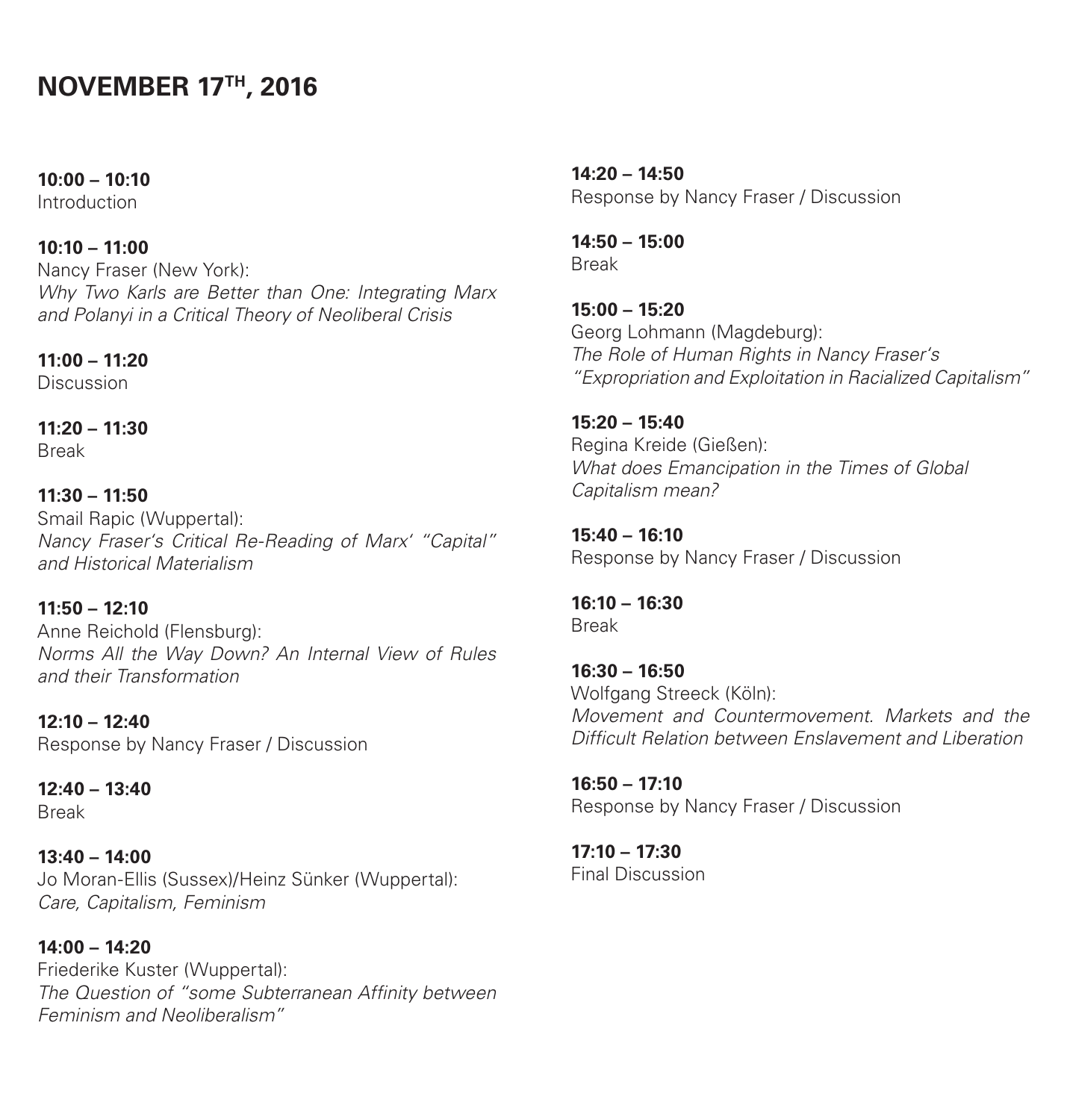## NOVEMBER 17TH, 2016

**10:00 – 10:10**
Introduction

**10:10 – 11:00**
Nancy Fraser (New York):
*Why Two Karls are Better than One: Integrating Marx and Polanyi in a Critical Theory of Neoliberal Crisis*

**11:00 – 11:20**
Discussion

**11:20 – 11:30**
Break

**11:30 – 11:50**
Smail Rapic (Wuppertal):
*Nancy Fraser's Critical Re-Reading of Marx' "Capital" and Historical Materialism*

**11:50 – 12:10**
Anne Reichold (Flensburg):
*Norms All the Way Down? An Internal View of Rules and their Transformation*

**12:10 – 12:40**
Response by Nancy Fraser / Discussion

**12:40 – 13:40**
Break

**13:40 – 14:00**
Jo Moran-Ellis (Sussex)/Heinz Sünker (Wuppertal):
*Care, Capitalism, Feminism*

**14:00 – 14:20**
Friederike Kuster (Wuppertal):
*The Question of "some Subterranean Affinity between Feminism and Neoliberalism"*

**14:20 – 14:50**
Response by Nancy Fraser / Discussion

**14:50 – 15:00**
Break

**15:00 – 15:20**
Georg Lohmann (Magdeburg):
*The Role of Human Rights in Nancy Fraser's "Expropriation and Exploitation in Racialized Capitalism"*

**15:20 – 15:40**
Regina Kreide (Gießen):
*What does Emancipation in the Times of Global Capitalism mean?*

**15:40 – 16:10**
Response by Nancy Fraser / Discussion

**16:10 – 16:30**
Break

**16:30 – 16:50**
Wolfgang Streeck (Köln):
*Movement and Countermovement. Markets and the Difficult Relation between Enslavement and Liberation*

**16:50 – 17:10**
Response by Nancy Fraser / Discussion

**17:10 – 17:30**
Final Discussion